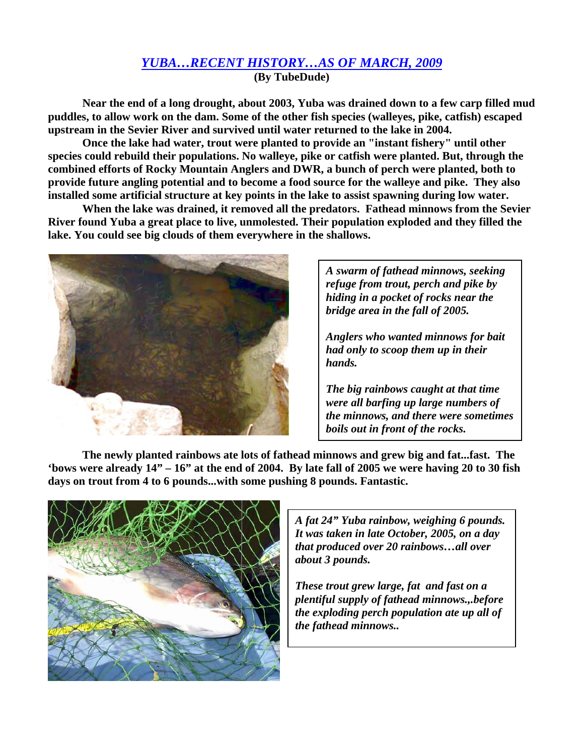## *YUBA…RECENT HISTORY…AS OF MARCH, 2009*

**(By TubeDude)**

**Near the end of a long drought, about 2003, Yuba was drained down to a few carp filled mud puddles, to allow work on the dam. Some of the other fish species (walleyes, pike, catfish) escaped upstream in the Sevier River and survived until water returned to the lake in 2004.**

**Once the lake had water, trout were planted to provide an "instant fishery" until other species could rebuild their populations. No walleye, pike or catfish were planted. But, through the combined efforts of Rocky Mountain Anglers and DWR, a bunch of perch were planted, both to provide future angling potential and to become a food source for the walleye and pike. They also installed some artificial structure at key points in the lake to assist spawning during low water.**

**When the lake was drained, it removed all the predators. Fathead minnows from the Sevier River found Yuba a great place to live, unmolested. Their population exploded and they filled the lake. You could see big clouds of them everywhere in the shallows.**

***A swarm of fathead minnows, seeking refuge from trout, perch and pike by hiding in a pocket of rocks near the bridge area in the fall of 2005.***

***Anglers who wanted minnows for bait had only to scoop them up in their hands.***

***The big rainbows caught at that time were all barfing up large numbers of the minnows, and there were sometimes boils out in front of the rocks.***

**The newly planted rainbows ate lots of fathead minnows and grew big and fat...fast. The 'bows were already 14" – 16" at the end of 2004. By late fall of 2005 we were having 20 to 30 fish days on trout from 4 to 6 pounds...with some pushing 8 pounds. Fantastic.**

***A fat 24" Yuba rainbow, weighing 6 pounds. It was taken in late October, 2005, on a day that produced over 20 rainbows…all over about 3 pounds.***

***These trout grew large, fat and fast on a plentiful supply of fathead minnows.,.before the exploding perch population ate up all of the fathead minnows..***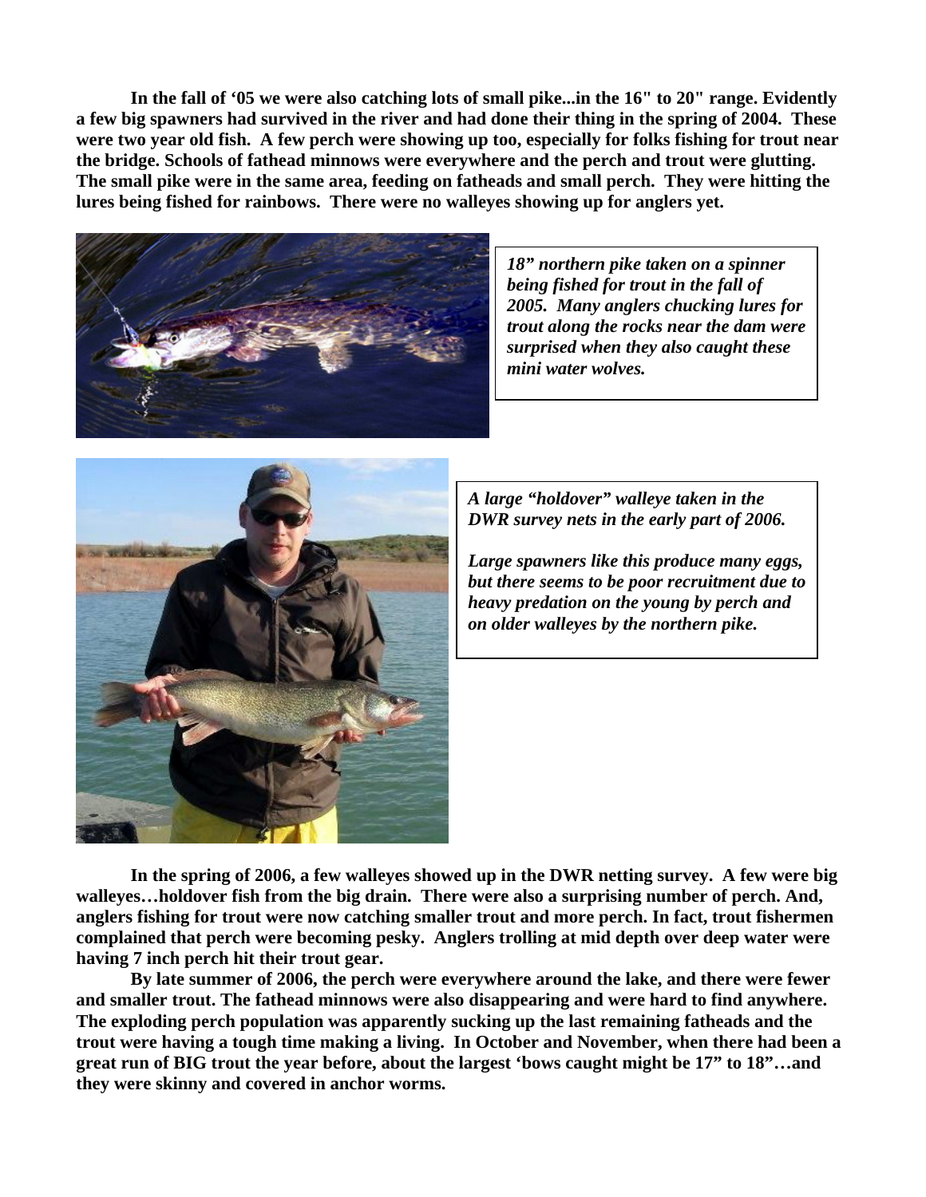**In the fall of '05 we were also catching lots of small pike...in the 16" to 20" range. Evidently a few big spawners had survived in the river and had done their thing in the spring of 2004. These were two year old fish. A few perch were showing up too, especially for folks fishing for trout near the bridge. Schools of fathead minnows were everywhere and the perch and trout were glutting. The small pike were in the same area, feeding on fatheads and small perch. They were hitting the lures being fished for rainbows. There were no walleyes showing up for anglers yet.**

***18" northern pike taken on a spinner being fished for trout in the fall of 2005. Many anglers chucking lures for trout along the rocks near the dam were surprised when they also caught these mini water wolves.***

***A large "holdover" walleye taken in the DWR survey nets in the early part of 2006.***

***Large spawners like this produce many eggs, but there seems to be poor recruitment due to heavy predation on the young by perch and on older walleyes by the northern pike.***

**In the spring of 2006, a few walleyes showed up in the DWR netting survey. A few were big walleyes…holdover fish from the big drain. There were also a surprising number of perch. And, anglers fishing for trout were now catching smaller trout and more perch. In fact, trout fishermen complained that perch were becoming pesky. Anglers trolling at mid depth over deep water were having 7 inch perch hit their trout gear.**

**By late summer of 2006, the perch were everywhere around the lake, and there were fewer and smaller trout. The fathead minnows were also disappearing and were hard to find anywhere. The exploding perch population was apparently sucking up the last remaining fatheads and the trout were having a tough time making a living. In October and November, when there had been a great run of BIG trout the year before, about the largest 'bows caught might be 17" to 18"…and they were skinny and covered in anchor worms.**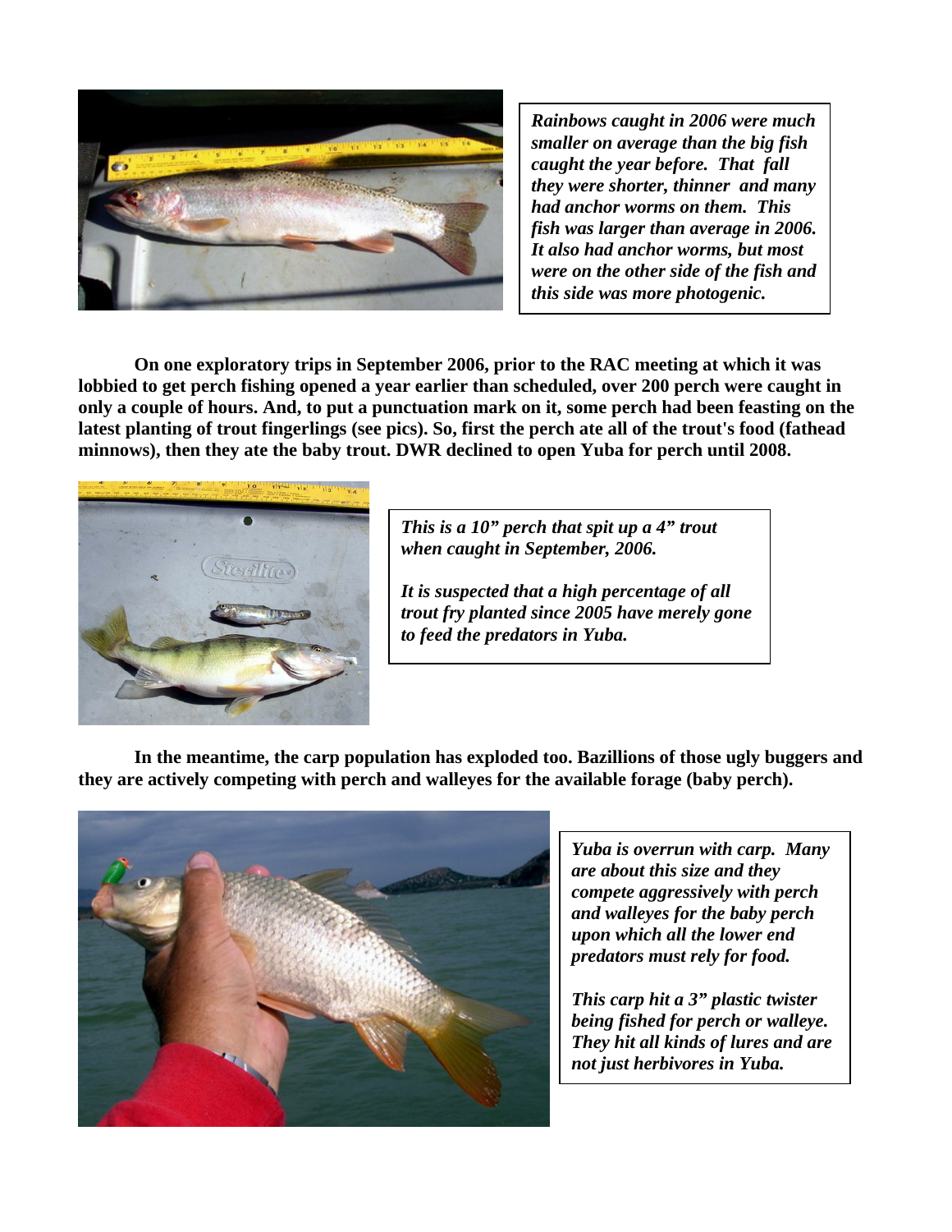*Rainbows caught in 2006 were much smaller on average than the big fish caught the year before. That fall they were shorter, thinner and many had anchor worms on them. This fish was larger than average in 2006. It also had anchor worms, but most were on the other side of the fish and this side was more photogenic.*

**On one exploratory trips in September 2006, prior to the RAC meeting at which it was lobbied to get perch fishing opened a year earlier than scheduled, over 200 perch were caught in only a couple of hours. And, to put a punctuation mark on it, some perch had been feasting on the latest planting of trout fingerlings (see pics). So, first the perch ate all of the trout's food (fathead minnows), then they ate the baby trout. DWR declined to open Yuba for perch until 2008.**

*This is a 10" perch that spit up a 4" trout when caught in September, 2006.*

*It is suspected that a high percentage of all trout fry planted since 2005 have merely gone to feed the predators in Yuba.*

**In the meantime, the carp population has exploded too. Bazillions of those ugly buggers and they are actively competing with perch and walleyes for the available forage (baby perch).**

*Yuba is overrun with carp. Many are about this size and they compete aggressively with perch and walleyes for the baby perch upon which all the lower end predators must rely for food.*

*This carp hit a 3" plastic twister being fished for perch or walleye. They hit all kinds of lures and are not just herbivores in Yuba.*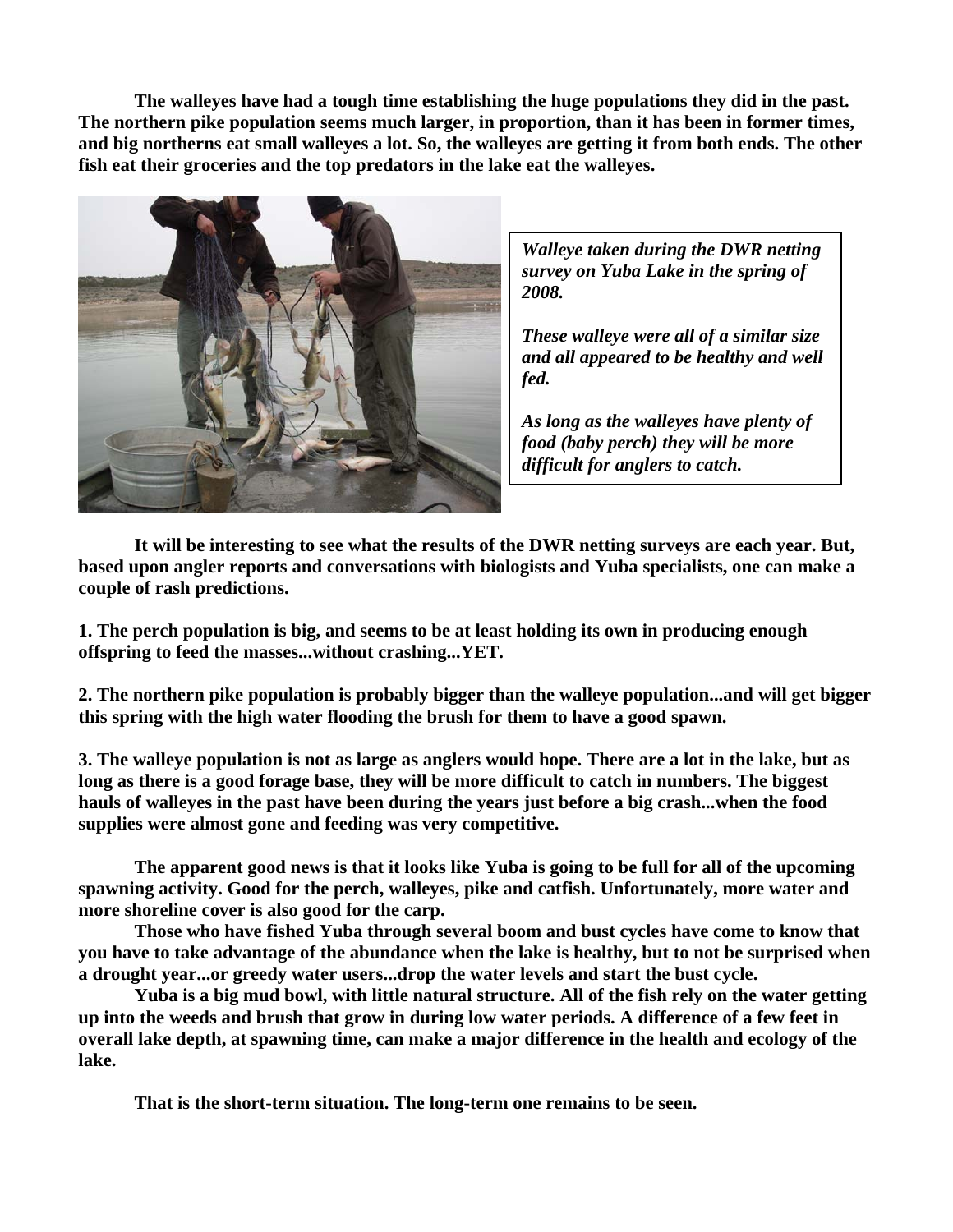**The walleyes have had a tough time establishing the huge populations they did in the past. The northern pike population seems much larger, in proportion, than it has been in former times, and big northerns eat small walleyes a lot. So, the walleyes are getting it from both ends. The other fish eat their groceries and the top predators in the lake eat the walleyes.**

***Walleye taken during the DWR netting survey on Yuba Lake in the spring of 2008.***

***These walleye were all of a similar size and all appeared to be healthy and well fed.***

***As long as the walleyes have plenty of food (baby perch) they will be more difficult for anglers to catch.***

**It will be interesting to see what the results of the DWR netting surveys are each year. But, based upon angler reports and conversations with biologists and Yuba specialists, one can make a couple of rash predictions.**

**1. The perch population is big, and seems to be at least holding its own in producing enough offspring to feed the masses...without crashing...YET.**

**2. The northern pike population is probably bigger than the walleye population...and will get bigger this spring with the high water flooding the brush for them to have a good spawn.**

**3. The walleye population is not as large as anglers would hope. There are a lot in the lake, but as long as there is a good forage base, they will be more difficult to catch in numbers. The biggest hauls of walleyes in the past have been during the years just before a big crash...when the food supplies were almost gone and feeding was very competitive.**

**The apparent good news is that it looks like Yuba is going to be full for all of the upcoming spawning activity. Good for the perch, walleyes, pike and catfish. Unfortunately, more water and more shoreline cover is also good for the carp.**

**Those who have fished Yuba through several boom and bust cycles have come to know that you have to take advantage of the abundance when the lake is healthy, but to not be surprised when a drought year...or greedy water users...drop the water levels and start the bust cycle.**

**Yuba is a big mud bowl, with little natural structure. All of the fish rely on the water getting up into the weeds and brush that grow in during low water periods. A difference of a few feet in overall lake depth, at spawning time, can make a major difference in the health and ecology of the lake.**

**That is the short-term situation. The long-term one remains to be seen.**